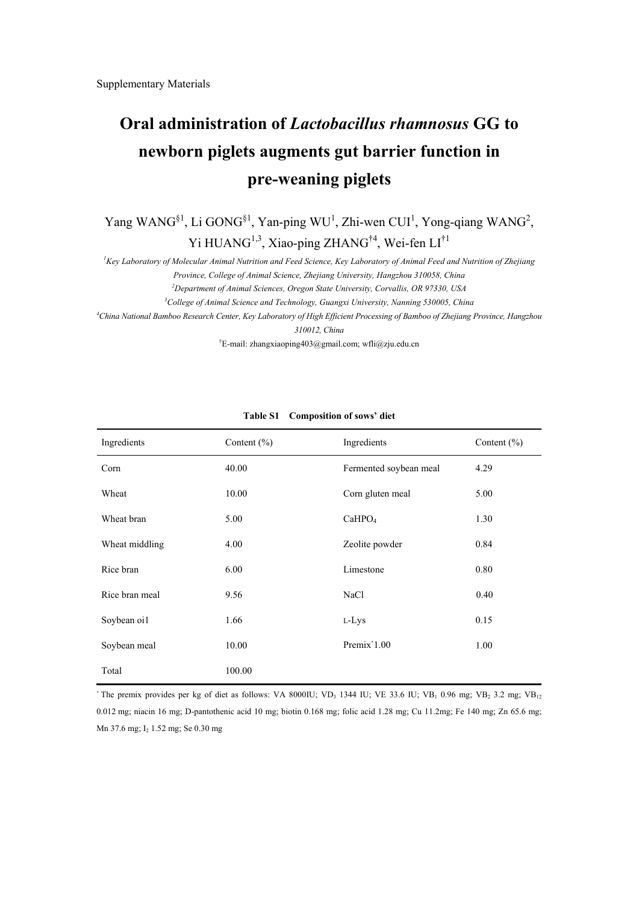Supplementary Materials

# Oral administration of *Lactobacillus rhamnosus* GG to newborn piglets augments gut barrier function in pre-weaning piglets

Yang WANG[§1], Li GONG[§1], Yan-ping WU[1], Zhi-wen CUI[1], Yong-qiang WANG[2], Yi HUANG[1,3], Xiao-ping ZHANG[†4], Wei-fen LI[†1]

[1] *Key Laboratory of Molecular Animal Nutrition and Feed Science, Key Laboratory of Animal Feed and Nutrition of Zhejiang Province, College of Animal Science, Zhejiang University, Hangzhou 310058, China*

[2] *Department of Animal Sciences, Oregon State University, Corvallis, OR 97330, USA*

[3] *College of Animal Science and Technology, Guangxi University, Nanning 530005, China*

[4] *China National Bamboo Research Center, Key Laboratory of High Efficient Processing of Bamboo of Zhejiang Province, Hangzhou 310012, China*

[†] E-mail: zhangxiaoping403@gmail.com; wfli@zju.edu.cn

**Table S1 Composition of sows' diet**

| Ingredients | Content (%) | Ingredients | Content (%) |
|---|---|---|---|
| Corn | 40.00 | Fermented soybean meal | 4.29 |
| Wheat | 10.00 | Corn gluten meal | 5.00 |
| Wheat bran | 5.00 | $CaHPO_4$ | 1.30 |
| Wheat middling | 4.00 | Zeolite powder | 0.84 |
| Rice bran | 6.00 | Limestone | 0.80 |
| Rice bran meal | 9.56 | NaCl | 0.40 |
| Soybean oi1 | 1.66 | L-Lys | 0.15 |
| Soybean meal | 10.00 | Premix[*]1.00 | 1.00 |
| Total | 100.00 | | |

[*] The premix provides per kg of diet as follows: VA 8000IU; $VD_3$ 1344 IU; VE 33.6 IU; $VB_1$ 0.96 mg; $VB_2$ 3.2 mg; $VB_{12}$ 0.012 mg; niacin 16 mg; D-pantothenic acid 10 mg; biotin 0.168 mg; folic acid 1.28 mg; Cu 11.2mg; Fe 140 mg; Zn 65.6 mg; Mn 37.6 mg; $I_2$ 1.52 mg; Se 0.30 mg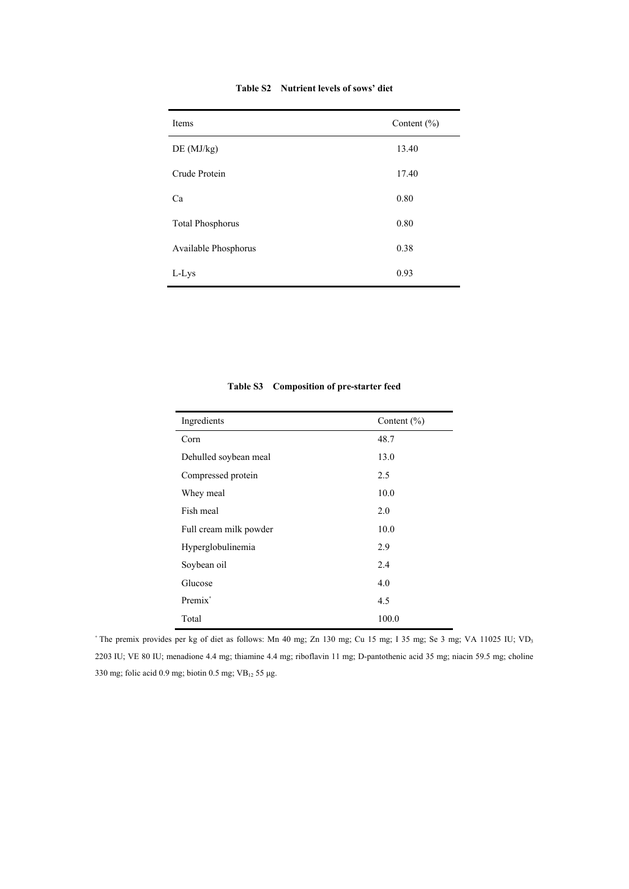**Table S2 Nutrient levels of sows' diet**

| Items | Content (%) |
| --- | --- |
| DE (MJ/kg) | 13.40 |
| Crude Protein | 17.40 |
| Ca | 0.80 |
| Total Phosphorus | 0.80 |
| Available Phosphorus | 0.38 |
| L-Lys | 0.93 |

**Table S3 Composition of pre-starter feed**

| Ingredients | Content (%) |
| --- | --- |
| Corn | 48.7 |
| Dehulled soybean meal | 13.0 |
| Compressed protein | 2.5 |
| Whey meal | 10.0 |
| Fish meal | 2.0 |
| Full cream milk powder | 10.0 |
| Hyperglobulinemia | 2.9 |
| Soybean oil | 2.4 |
| Glucose | 4.0 |
| Premix* | 4.5 |
| Total | 100.0 |

* The premix provides per kg of diet as follows: Mn 40 mg; Zn 130 mg; Cu 15 mg; I 35 mg; Se 3 mg; VA 11025 IU; $VD_3$ 2203 IU; VE 80 IU; menadione 4.4 mg; thiamine 4.4 mg; riboflavin 11 mg; D-pantothenic acid 35 mg; niacin 59.5 mg; choline 330 mg; folic acid 0.9 mg; biotin 0.5 mg; $VB_{12}$ 55 μg.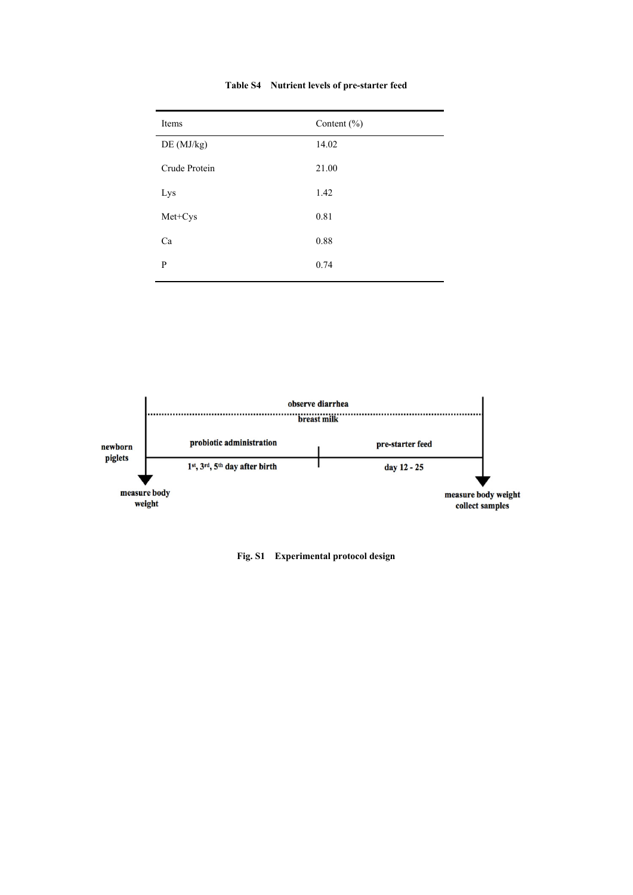**Table S4 Nutrient levels of pre-starter feed**

| Items | Content (%) |
|---|---|
| DE (MJ/kg) | 14.02 |
| Crude Protein | 21.00 |
| Lys | 1.42 |
| Met+Cys | 0.81 |
| Ca | 0.88 |
| P | 0.74 |

observe diarrhea

breast milk

newborn piglets

probiotic administration

1st, 3rd, 5th day after birth

pre-starter feed

day 12 - 25

measure body weight

measure body weight
collect samples

**Fig. S1 Experimental protocol design**